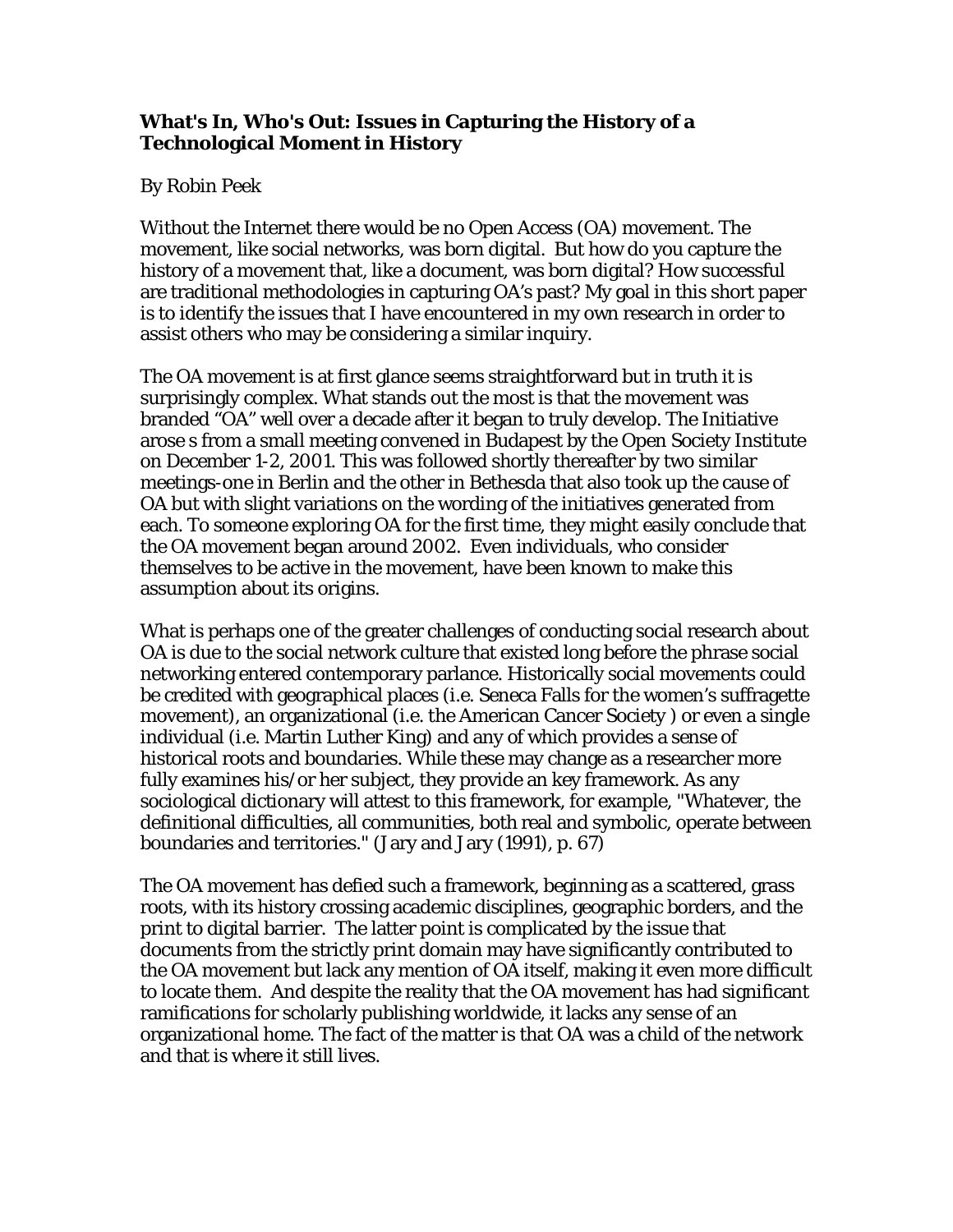**What's In, Who's Out: Issues in Capturing the History of a Technological Moment in History**

By Robin Peek

Without the Internet there would be no Open Access (OA) movement. The movement, like social networks, was born digital. But how do you capture the history of a movement that, like a document, was born digital? How successful are traditional methodologies in capturing OA's past? My goal in this short paper is to identify the issues that I have encountered in my own research in order to assist others who may be considering a similar inquiry.

The OA movement is at first glance seems straightforward but in truth it is surprisingly complex. What stands out the most is that the movement was branded "OA" well over a decade after it began to truly develop. The Initiative arose s from a small meeting convened in Budapest by the Open Society Institute on December 1-2, 2001. This was followed shortly thereafter by two similar meetings-one in Berlin and the other in Bethesda that also took up the cause of OA but with slight variations on the wording of the initiatives generated from each. To someone exploring OA for the first time, they might easily conclude that the OA movement began around 2002. Even individuals, who consider themselves to be active in the movement, have been known to make this assumption about its origins.

What is perhaps one of the greater challenges of conducting social research about OA is due to the social network culture that existed long before the phrase social networking entered contemporary parlance. Historically social movements could be credited with geographical places (i.e. Seneca Falls for the women's suffragette movement), an organizational (i.e. the American Cancer Society ) or even a single individual (i.e. Martin Luther King) and any of which provides a sense of historical roots and boundaries. While these may change as a researcher more fully examines his/or her subject, they provide an key framework. As any sociological dictionary will attest to this framework, for example, "Whatever, the definitional difficulties, all communities, both real and symbolic, operate between boundaries and territories." (Jary and Jary (1991), p. 67)

The OA movement has defied such a framework, beginning as a scattered, grass roots, with its history crossing academic disciplines, geographic borders, and the print to digital barrier. The latter point is complicated by the issue that documents from the strictly print domain may have significantly contributed to the OA movement but lack any mention of OA itself, making it even more difficult to locate them. And despite the reality that the OA movement has had significant ramifications for scholarly publishing worldwide, it lacks any sense of an organizational home. The fact of the matter is that OA was a child of the network and that is where it still lives.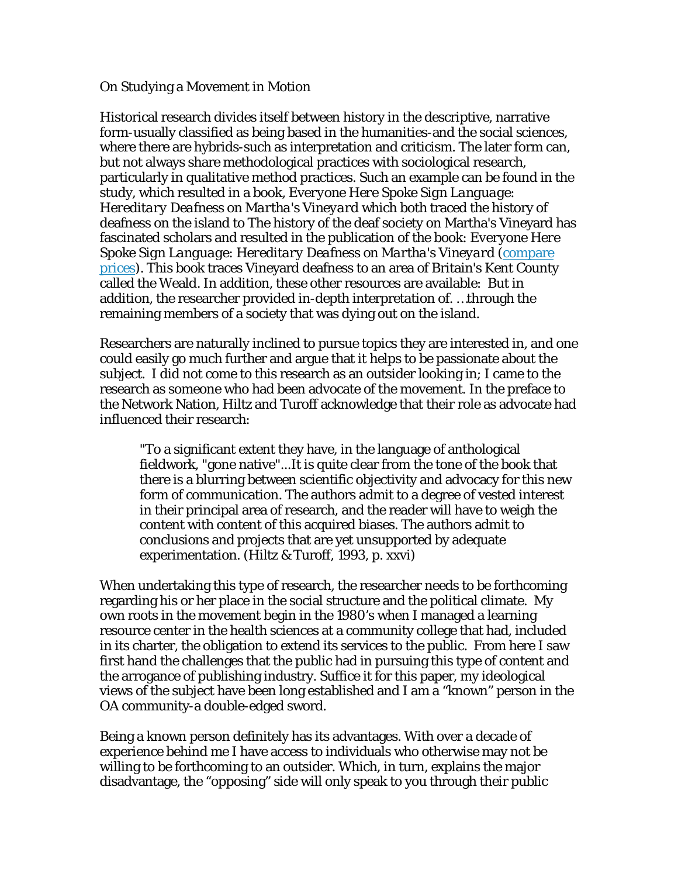On Studying a Movement in Motion

Historical research divides itself between history in the descriptive, narrative form-usually classified as being based in the humanities-and the social sciences, where there are hybrids-such as interpretation and criticism. The later form can, but not always share methodological practices with sociological research, particularly in qualitative method practices. Such an example can be found in the study, which resulted in a book, *Everyone Here Spoke Sign Language: Hereditary Deafness on Martha's Vineyard* which both traced the history of deafness on the island to The history of the deaf society on Martha's Vineyard has fascinated scholars and resulted in the publication of the book: *Everyone Here Spoke Sign Language: Hereditary Deafness on Martha's Vineyard* (compare prices). This book traces Vineyard deafness to an area of Britain's Kent County called the Weald. In addition, these other resources are available: But in addition, the researcher provided in-depth interpretation of. ….through the remaining members of a society that was dying out on the island.

Researchers are naturally inclined to pursue topics they are interested in, and one could easily go much further and argue that it helps to be passionate about the subject. I did not come to this research as an outsider looking in; I came to the research as someone who had been advocate of the movement. In the preface to the Network Nation, Hiltz and Turoff acknowledge that their role as advocate had influenced their research:

> "To a significant extent they have, in the language of anthological fieldwork, "gone native"...It is quite clear from the tone of the book that there is a blurring between scientific objectivity and advocacy for this new form of communication. The authors admit to a degree of vested interest in their principal area of research, and the reader will have to weigh the content with content of this acquired biases. The authors admit to conclusions and projects that are yet unsupported by adequate experimentation. (Hiltz & Turoff, 1993, p. xxvi)

When undertaking this type of research, the researcher needs to be forthcoming regarding his or her place in the social structure and the political climate. My own roots in the movement begin in the 1980's when I managed a learning resource center in the health sciences at a community college that had, included in its charter, the obligation to extend its services to the public. From here I saw first hand the challenges that the public had in pursuing this type of content and the arrogance of publishing industry. Suffice it for this paper, my ideological views of the subject have been long established and I am a "known" person in the OA community-a double-edged sword.

Being a known person definitely has its advantages. With over a decade of experience behind me I have access to individuals who otherwise may not be willing to be forthcoming to an outsider. Which, in turn, explains the major disadvantage, the "opposing" side will only speak to you through their public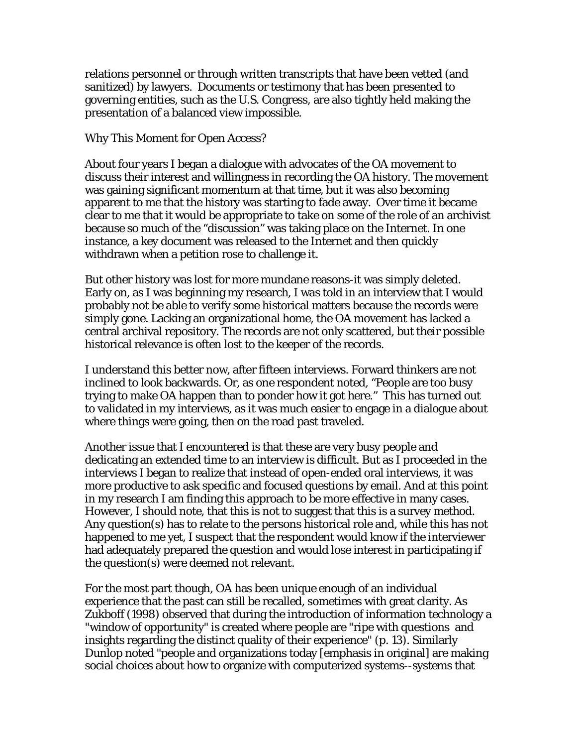relations personnel or through written transcripts that have been vetted (and sanitized) by lawyers. Documents or testimony that has been presented to governing entities, such as the U.S. Congress, are also tightly held making the presentation of a balanced view impossible.

## Why This Moment for Open Access?

About four years I began a dialogue with advocates of the OA movement to discuss their interest and willingness in recording the OA history. The movement was gaining significant momentum at that time, but it was also becoming apparent to me that the history was starting to fade away. Over time it became clear to me that it would be appropriate to take on some of the role of an archivist because so much of the "discussion" was taking place on the Internet. In one instance, a key document was released to the Internet and then quickly withdrawn when a petition rose to challenge it.

But other history was lost for more mundane reasons-it was simply deleted. Early on, as I was beginning my research, I was told in an interview that I would probably not be able to verify some historical matters because the records were simply gone. Lacking an organizational home, the OA movement has lacked a central archival repository. The records are not only scattered, but their possible historical relevance is often lost to the keeper of the records.

I understand this better now, after fifteen interviews. Forward thinkers are not inclined to look backwards. Or, as one respondent noted, "People are too busy trying to make OA happen than to ponder how it got here." This has turned out to validated in my interviews, as it was much easier to engage in a dialogue about where things were going, then on the road past traveled.

Another issue that I encountered is that these are very busy people and dedicating an extended time to an interview is difficult. But as I proceeded in the interviews I began to realize that instead of open-ended oral interviews, it was more productive to ask specific and focused questions by email. And at this point in my research I am finding this approach to be more effective in many cases. However, I should note, that this is not to suggest that this is a survey method. Any question(s) has to relate to the persons historical role and, while this has not happened to me yet, I suspect that the respondent would know if the interviewer had adequately prepared the question and would lose interest in participating if the question(s) were deemed not relevant.

For the most part though, OA has been unique enough of an individual experience that the past can still be recalled, sometimes with great clarity. As Zukboff (1998) observed that during the introduction of information technology a "window of opportunity" is created where people are "ripe with questions and insights regarding the distinct quality of their experience" (p. 13). Similarly Dunlop noted "people and organizations today [emphasis in original] are making social choices about how to organize with computerized systems--systems that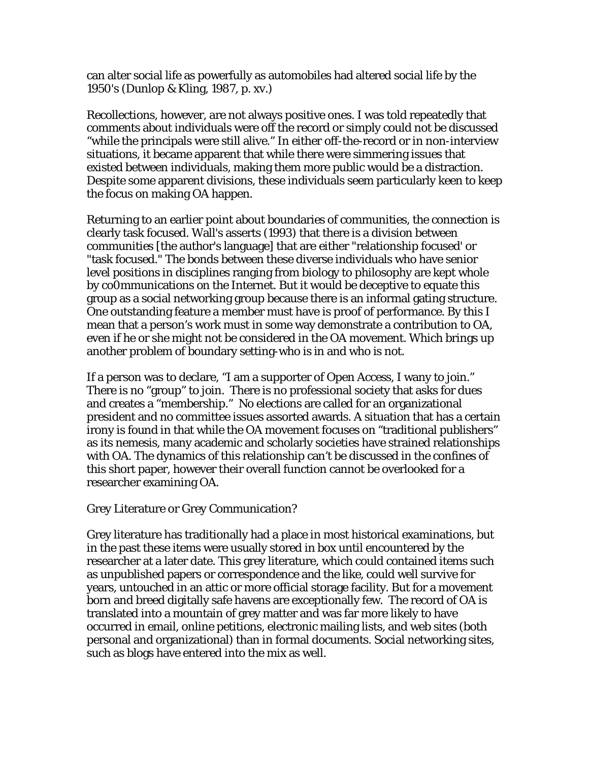can alter social life as powerfully as automobiles had altered social life by the 1950's (Dunlop & Kling, 1987, p. xv.)

Recollections, however, are not always positive ones. I was told repeatedly that comments about individuals were off the record or simply could not be discussed "while the principals were still alive." In either off-the-record or in non-interview situations, it became apparent that while there were simmering issues that existed between individuals, making them more public would be a distraction. Despite some apparent divisions, these individuals seem particularly keen to keep the focus on making OA happen.

Returning to an earlier point about boundaries of communities, the connection is clearly task focused. Wall's asserts (1993) that there is a division between communities [the author's language] that are either "relationship focused' or "task focused." The bonds between these diverse individuals who have senior level positions in disciplines ranging from biology to philosophy are kept whole by co0mmunications on the Internet. But it would be deceptive to equate this group as a social networking group because there is an informal gating structure. One outstanding feature a member must have is proof of performance. By this I mean that a person's work must in some way demonstrate a contribution to OA, even if he or she might not be considered in the OA movement. Which brings up another problem of boundary setting-who is in and who is not.

If a person was to declare, "I am a supporter of Open Access, I wany to join." There is no "group" to join. There is no professional society that asks for dues and creates a "membership." No elections are called for an organizational president and no committee issues assorted awards. A situation that has a certain irony is found in that while the OA movement focuses on "traditional publishers" as its nemesis, many academic and scholarly societies have strained relationships with OA. The dynamics of this relationship can't be discussed in the confines of this short paper, however their overall function cannot be overlooked for a researcher examining OA.

## Grey Literature or Grey Communication?

Grey literature has traditionally had a place in most historical examinations, but in the past these items were usually stored in box until encountered by the researcher at a later date. This grey literature, which could contained items such as unpublished papers or correspondence and the like, could well survive for years, untouched in an attic or more official storage facility. But for a movement born and breed digitally safe havens are exceptionally few. The record of OA is translated into a mountain of grey matter and was far more likely to have occurred in email, online petitions, electronic mailing lists, and web sites (both personal and organizational) than in formal documents. Social networking sites, such as blogs have entered into the mix as well.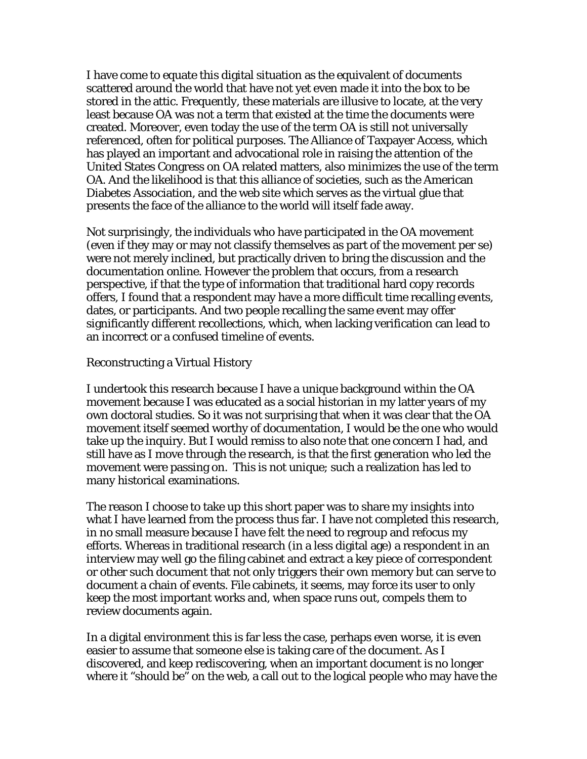I have come to equate this digital situation as the equivalent of documents scattered around the world that have not yet even made it into the box to be stored in the attic. Frequently, these materials are illusive to locate, at the very least because OA was not a term that existed at the time the documents were created. Moreover, even today the use of the term OA is still not universally referenced, often for political purposes. The Alliance of Taxpayer Access, which has played an important and advocational role in raising the attention of the United States Congress on OA related matters, also minimizes the use of the term OA. And the likelihood is that this alliance of societies, such as the American Diabetes Association, and the web site which serves as the virtual glue that presents the face of the alliance to the world will itself fade away.

Not surprisingly, the individuals who have participated in the OA movement (even if they may or may not classify themselves as part of the movement per se) were not merely inclined, but practically driven to bring the discussion and the documentation online. However the problem that occurs, from a research perspective, if that the type of information that traditional hard copy records offers, I found that a respondent may have a more difficult time recalling events, dates, or participants. And two people recalling the same event may offer significantly different recollections, which, when lacking verification can lead to an incorrect or a confused timeline of events.

## Reconstructing a Virtual History

I undertook this research because I have a unique background within the OA movement because I was educated as a social historian in my latter years of my own doctoral studies. So it was not surprising that when it was clear that the OA movement itself seemed worthy of documentation, I would be the one who would take up the inquiry. But I would remiss to also note that one concern I had, and still have as I move through the research, is that the first generation who led the movement were passing on. This is not unique; such a realization has led to many historical examinations.

The reason I choose to take up this short paper was to share my insights into what I have learned from the process thus far. I have not completed this research, in no small measure because I have felt the need to regroup and refocus my efforts. Whereas in traditional research (in a less digital age) a respondent in an interview may well go the filing cabinet and extract a key piece of correspondent or other such document that not only triggers their own memory but can serve to document a chain of events. File cabinets, it seems, may force its user to only keep the most important works and, when space runs out, compels them to review documents again.

In a digital environment this is far less the case, perhaps even worse, it is even easier to assume that someone else is taking care of the document. As I discovered, and keep rediscovering, when an important document is no longer where it “should be” on the web, a call out to the logical people who may have the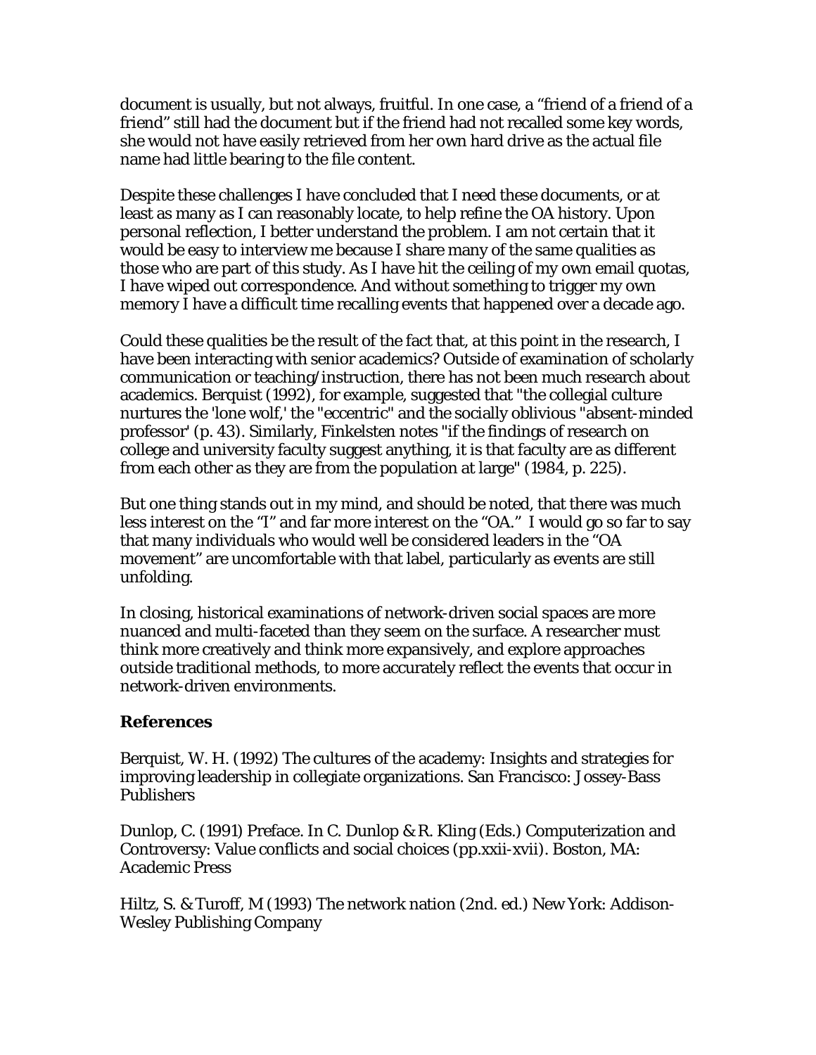document is usually, but not always, fruitful. In one case, a "friend of a friend of a friend" still had the document but if the friend had not recalled some key words, she would not have easily retrieved from her own hard drive as the actual file name had little bearing to the file content.

Despite these challenges I have concluded that I need these documents, or at least as many as I can reasonably locate, to help refine the OA history. Upon personal reflection, I better understand the problem. I am not certain that it would be easy to interview me because I share many of the same qualities as those who are part of this study. As I have hit the ceiling of my own email quotas, I have wiped out correspondence. And without something to trigger my own memory I have a difficult time recalling events that happened over a decade ago.

Could these qualities be the result of the fact that, at this point in the research, I have been interacting with senior academics? Outside of examination of scholarly communication or teaching/instruction, there has not been much research about academics. Berquist (1992), for example, suggested that "the collegial culture nurtures the 'lone wolf,' the "eccentric" and the socially oblivious "absent-minded professor' (p. 43). Similarly, Finkelsten notes "if the findings of research on college and university faculty suggest anything, it is that faculty are as different from each other as they are from the population at large" (1984, p. 225).

But one thing stands out in my mind, and should be noted, that there was much less interest on the "I" and far more interest on the "OA." I would go so far to say that many individuals who would well be considered leaders in the "OA movement" are uncomfortable with that label, particularly as events are still unfolding.

In closing, historical examinations of network-driven social spaces are more nuanced and multi-faceted than they seem on the surface. A researcher must think more creatively and think more expansively, and explore approaches outside traditional methods, to more accurately reflect the events that occur in network-driven environments.

## References

Berquist, W. H. (1992) The cultures of the academy: Insights and strategies for improving leadership in collegiate organizations. San Francisco: Jossey-Bass Publishers

Dunlop, C. (1991) Preface. In C. Dunlop & R. Kling (Eds.) Computerization and Controversy: Value conflicts and social choices (pp.xxii-xvii). Boston, MA: Academic Press

Hiltz, S. & Turoff, M (1993) The network nation (2nd. ed.) New York: Addison-Wesley Publishing Company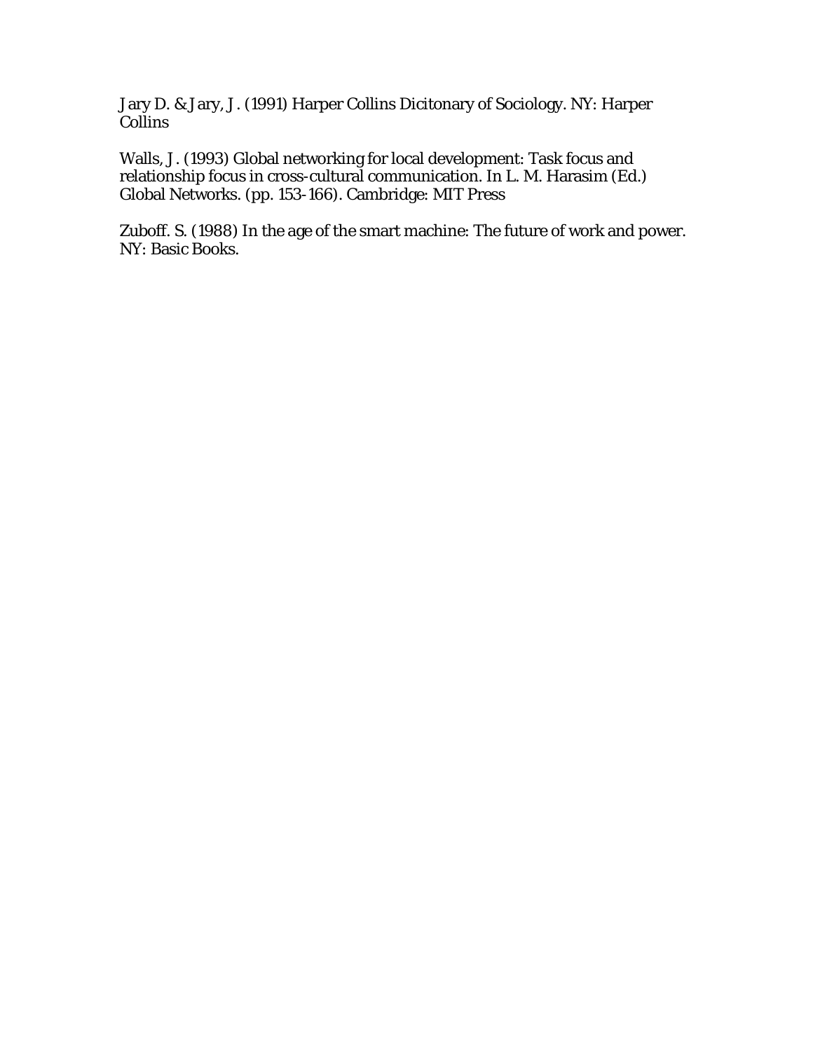Jary D. & Jary, J. (1991) Harper Collins Dicitonary of Sociology. NY: Harper Collins

Walls, J. (1993) Global networking for local development: Task focus and relationship focus in cross-cultural communication. In L. M. Harasim (Ed.) Global Networks. (pp. 153-166). Cambridge: MIT Press

Zuboff. S. (1988) In the age of the smart machine: The future of work and power. NY: Basic Books.